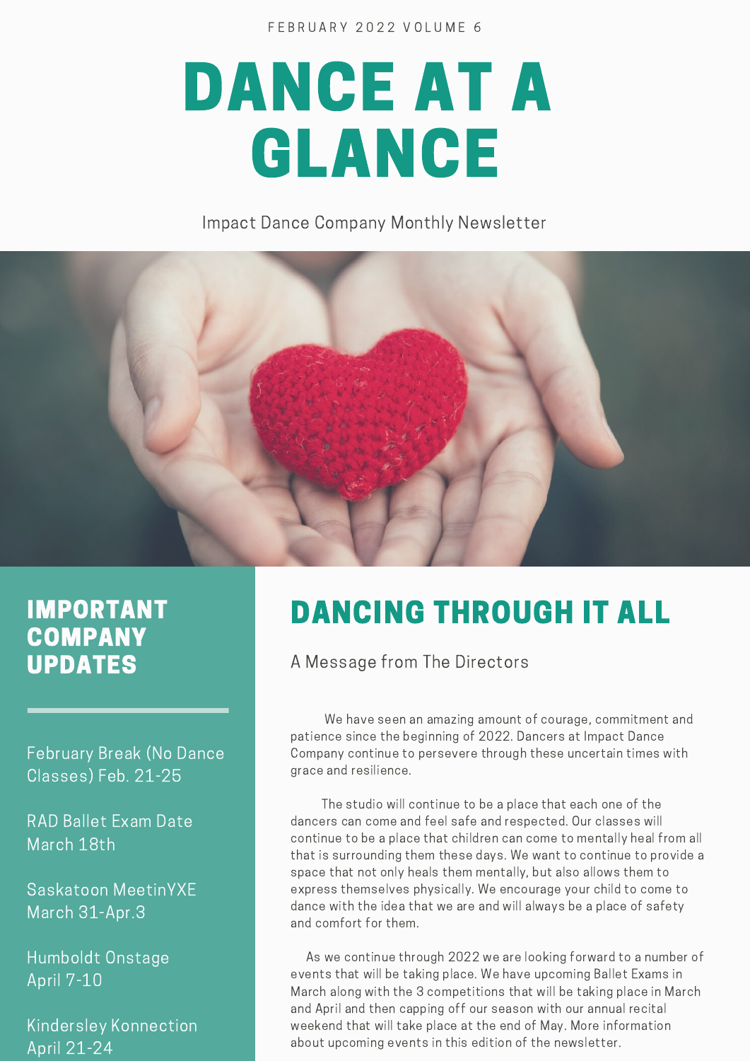FEBRUARY 2022 VOLUME 6

# DANCE AT A GLANCE

Impact Dance Company Monthly Newsletter

## IMPORTANT COMPANY UPDATES

February Break (No Dance Classes) Feb. 21-25

RAD Ballet Exam Date March 18th

Saskatoon MeetinYXE March 31-Apr.3

Humboldt Onstage April 7-10

Kindersley Konnection April 21-24

## DANCING THROUGH IT ALL

A Message from The Directors

We have seen an amazing amount of courage, commitment and patience since the beginning of 2022. Dancers at Impact Dance Company continue to persevere through these uncertain times with grace and resilience.

The studio will continue to be a place that each one of the dancers can come and feel safe and respected. Our classes will continue to be a place that children can come to mentally heal from all that is surrounding them these days. We want to continue to provide a space that not only heals them mentally, but also allows them to express themselves physically. We encourage your child to come to dance with the idea that we are and will always be a place of safety and comfort for them.

As we continue through 2022 we are looking forward to a number of events that will be taking place. We have upcoming Ballet Exams in March along with the 3 competitions that will be taking place in March and April and then capping off our season with our annual recital weekend that will take place at the end of May. More information about upcoming events in this edition of the newsletter.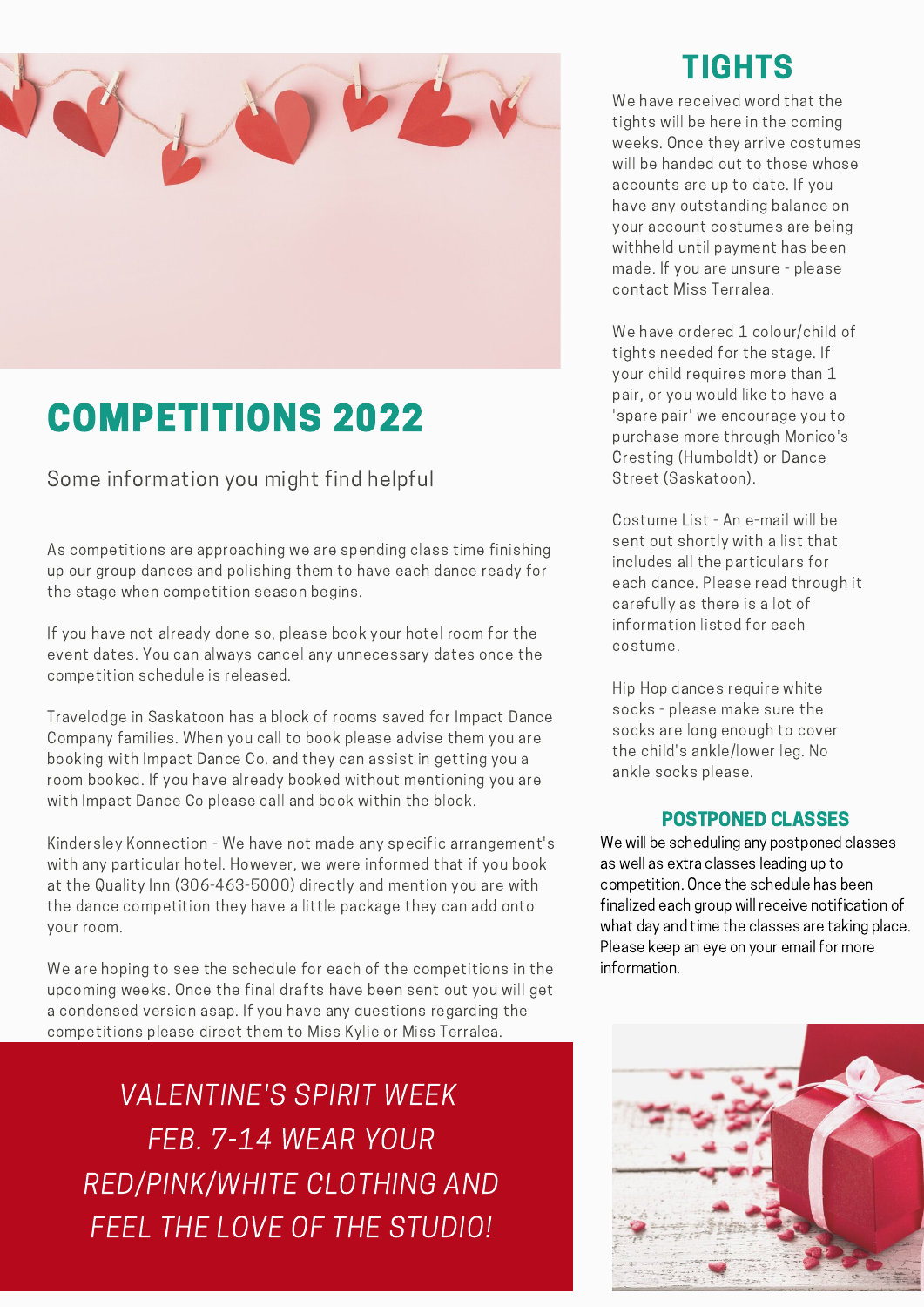# COMPETITIONS 2022

Some information you might find helpful

As competitions are approaching we are spending class time finishing up our group dances and polishing them to have each dance ready for the stage when competition season begins.

If you have not already done so, please book your hotel room for the event dates. You can always cancel any unnecessary dates once the competition schedule is released.

Travelodge in Saskatoon has a block of rooms saved for Impact Dance Company families. When you call to book please advise them you are booking with Impact Dance Co. and they can assist in getting you a room booked. If you have already booked without mentioning you are with Impact Dance Co please call and book within the block.

Kindersley Konnection - We have not made any specific arrangement's with any particular hotel. However, we were informed that if you book at the Quality Inn (306-463-5000) directly and mention you are with the dance competition they have a little package they can add onto your room.

We are hoping to see the schedule for each of the competitions in the upcoming weeks. Once the final drafts have been sent out you will get a condensed version asap. If you have any questions regarding the competitions please direct them to Miss Kylie or Miss Terralea.

*VALENTINE'S SPIRIT WEEK FEB. 7-14 WEAR YOUR RED/PINK/WHITE CLOTHING AND FEEL THE LOVE OF THE STUDIO!*

# TIGHTS

We have received word that the tights will be here in the coming weeks. Once they arrive costumes will be handed out to those whose accounts are up to date. If you have any outstanding balance on your account costumes are being withheld until payment has been made. If you are unsure - please contact Miss Terralea.

We have ordered 1 colour/child of tights needed for the stage. If your child requires more than 1 pair, or you would like to have a 'spare pair' we encourage you to purchase more through Monico's Cresting (Humboldt) or Dance Street (Saskatoon).

Costume List - An e-mail will be sent out shortly with a list that includes all the particulars for each dance. Please read through it carefully as there is a lot of information listed for each costume.

Hip Hop dances require white socks - please make sure the socks are long enough to cover the child's ankle/lower leg. No ankle socks please.

### POSTPONED CLASSES

We will be scheduling any postponed classes as well as extra classes leading up to competition. Once the schedule has been finalized each group will receive notification of what day and time the classes are taking place. Please keep an eye on your email for more information.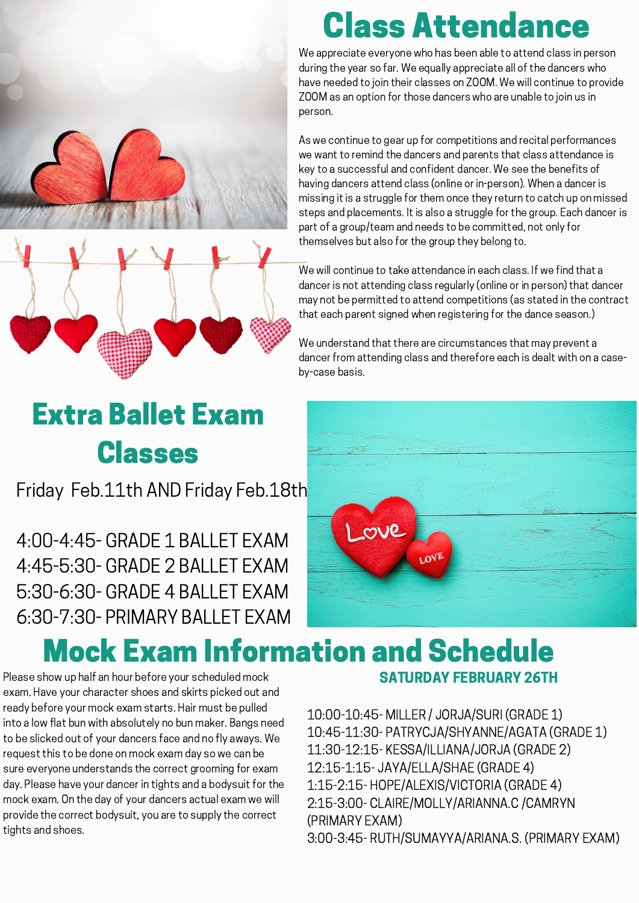# Class Attendance

We appreciate everyone who has been able to attend class in person during the year so far. We equally appreciate all of the dancers who have needed to join their classes on ZOOM. We will continue to provide ZOOM as an option for those dancers who are unable to join us in person.

As we continue to gear up for competitions and recital performances we want to remind the dancers and parents that class attendance is key to a successful and confident dancer. We see the benefits of having dancers attend class (online or in-person). When a dancer is missing it is a struggle for them once they return to catch up on missed steps and placements. It is also a struggle for the group. Each dancer is part of a group/team and needs to be committed, not only for themselves but also for the group they belong to.

We will continue to take attendance in each class. If we find that a dancer is not attending class regularly (online or in person) that dancer may not be permitted to attend competitions (as stated in the contract that each parent signed when registering for the dance season.)

We understand that there are circumstances that may prevent a dancer from attending class and therefore each is dealt with on a case-by-case basis.

# Extra Ballet Exam Classes

Friday Feb.11th AND Friday Feb.18th

4:00-4:45- GRADE 1 BALLET EXAM
4:45-5:30- GRADE 2 BALLET EXAM
5:30-6:30- GRADE 4 BALLET EXAM
6:30-7:30- PRIMARY BALLET EXAM

# Mock Exam Information and Schedule

Please show up half an hour before your scheduled mock exam. Have your character shoes and skirts picked out and ready before your mock exam starts. Hair must be pulled into a low flat bun with absolutely no bun maker. Bangs need to be slicked out of your dancers face and no fly aways. We request this to be done on mock exam day so we can be sure everyone understands the correct grooming for exam day. Please have your dancer in tights and a bodysuit for the mock exam. On the day of your dancers actual exam we will provide the correct bodysuit, you are to supply the correct tights and shoes.

**SATURDAY FEBRUARY 26TH**

10:00-10:45- MILLER / JORJA/SURI (GRADE 1)
10:45-11:30- PATRYCJA/SHYANNE/AGATA (GRADE 1)
11:30-12:15- KESSA/ILLIANA/JORJA (GRADE 2)
12:15-1:15- JAYA/ELLA/SHAE (GRADE 4)
1:15-2:15- HOPE/ALEXIS/VICTORIA (GRADE 4)
2:15-3:00- CLAIRE/MOLLY/ARIANNA.C /CAMRYN (PRIMARY EXAM)
3:00-3:45- RUTH/SUMAYYA/ARIANA.S. (PRIMARY EXAM)